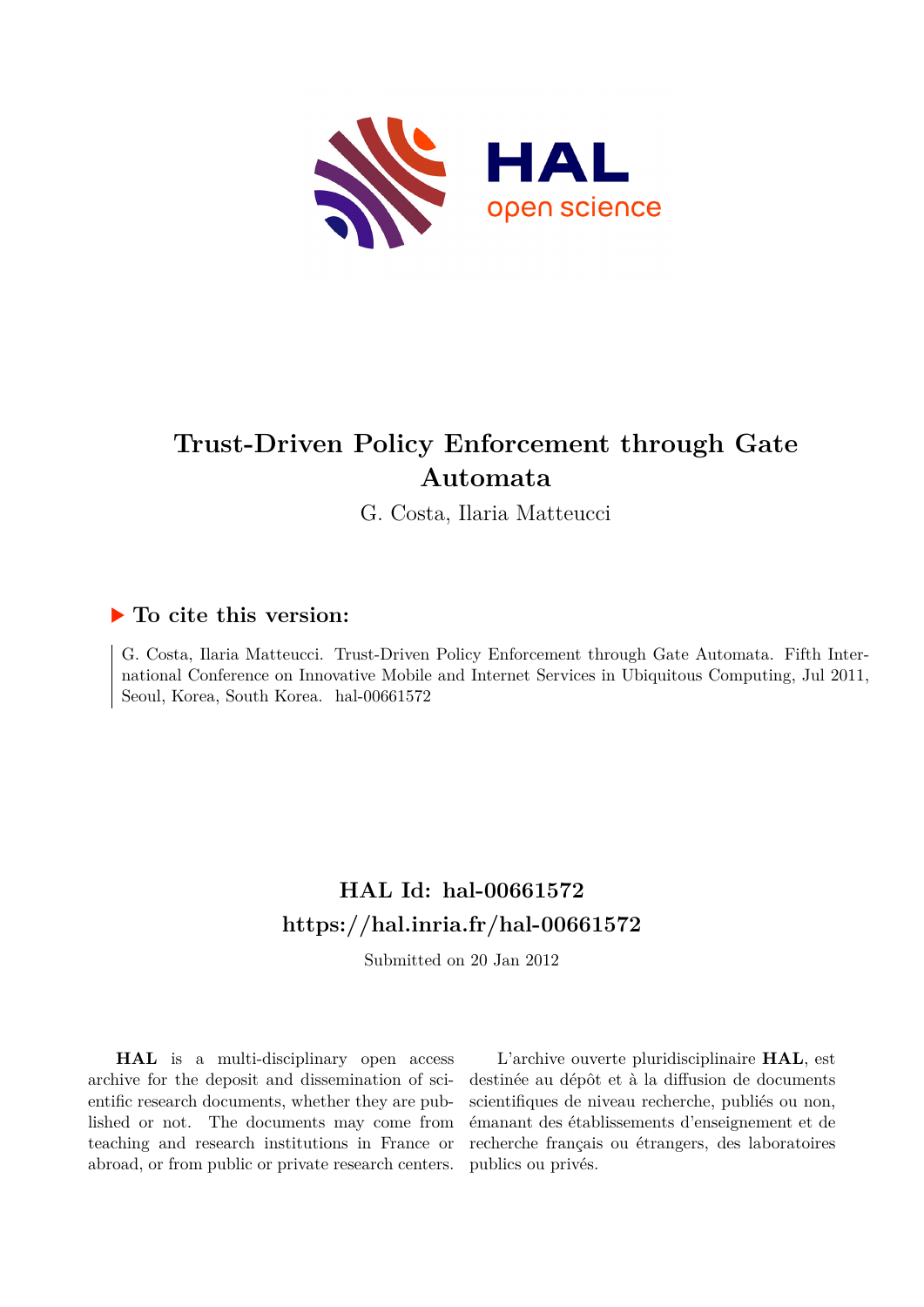# Trust-Driven Policy Enforcement through Gate Automata

G. Costa, Ilaria Matteucci

## ▶ To cite this version:

G. Costa, Ilaria Matteucci. Trust-Driven Policy Enforcement through Gate Automata. Fifth International Conference on Innovative Mobile and Internet Services in Ubiquitous Computing, Jul 2011, Seoul, Korea, South Korea. hal-00661572

## HAL Id: hal-00661572
## https://hal.inria.fr/hal-00661572

Submitted on 20 Jan 2012

**HAL** is a multi-disciplinary open access archive for the deposit and dissemination of scientific research documents, whether they are published or not. The documents may come from teaching and research institutions in France or abroad, or from public or private research centers.

L'archive ouverte pluridisciplinaire **HAL**, est destinée au dépôt et à la diffusion de documents scientifiques de niveau recherche, publiés ou non, émanant des établissements d'enseignement et de recherche français ou étrangers, des laboratoires publics ou privés.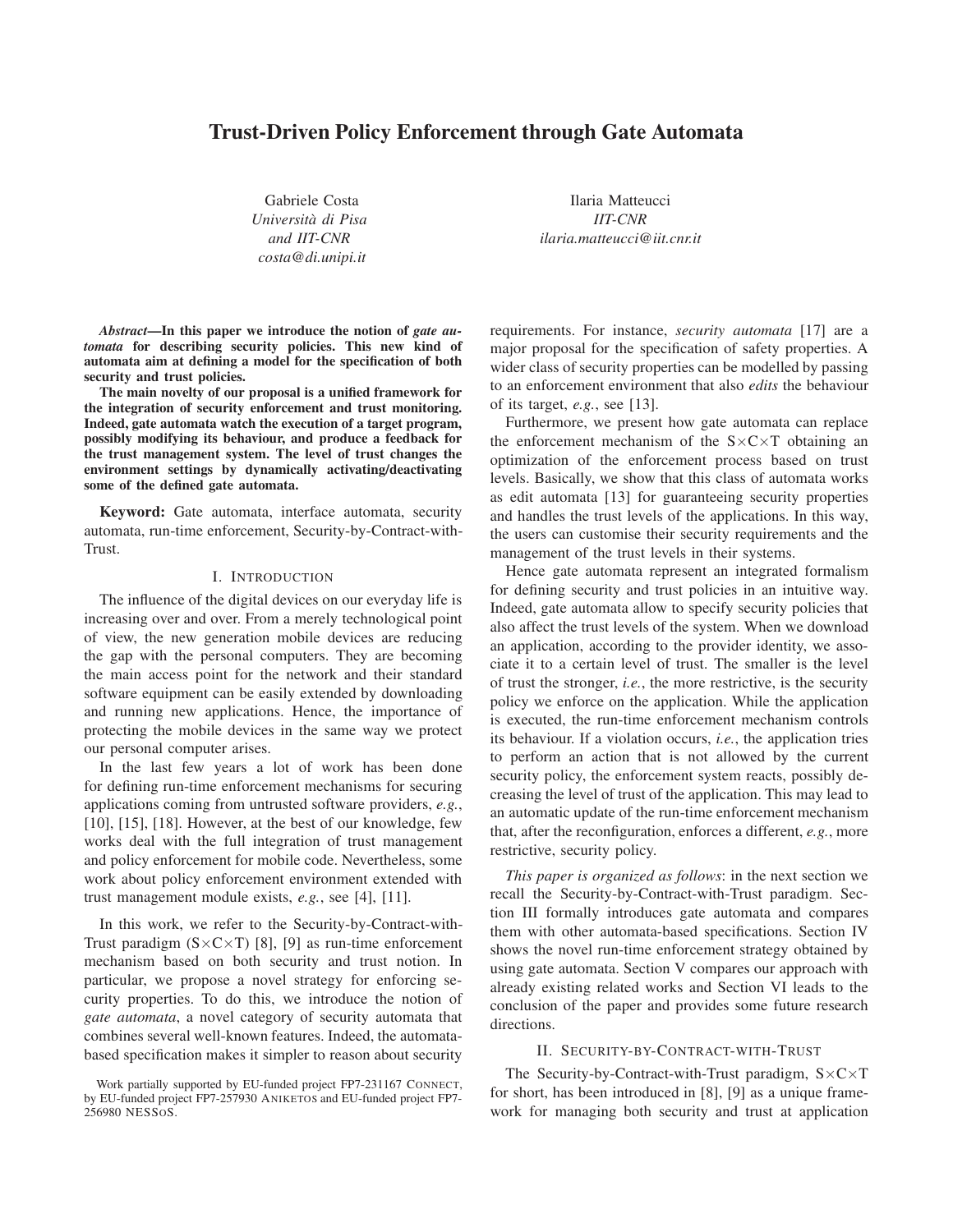# Trust-Driven Policy Enforcement through Gate Automata

Gabriele Costa
*Università di Pisa*
*and IIT-CNR*
*costa@di.unipi.it*

Ilaria Matteucci
*IIT-CNR*
*ilaria.matteucci@iit.cnr.it*

***Abstract*—In this paper we introduce the notion of *gate automata* for describing security policies. This new kind of automata aim at defining a model for the specification of both security and trust policies.**

**The main novelty of our proposal is a unified framework for the integration of security enforcement and trust monitoring. Indeed, gate automata watch the execution of a target program, possibly modifying its behaviour, and produce a feedback for the trust management system. The level of trust changes the environment settings by dynamically activating/deactivating some of the defined gate automata.**

**Keyword:** Gate automata, interface automata, security automata, run-time enforcement, Security-by-Contract-with-Trust.

## I. Introduction

The influence of the digital devices on our everyday life is increasing over and over. From a merely technological point of view, the new generation mobile devices are reducing the gap with the personal computers. They are becoming the main access point for the network and their standard software equipment can be easily extended by downloading and running new applications. Hence, the importance of protecting the mobile devices in the same way we protect our personal computer arises.

In the last few years a lot of work has been done for defining run-time enforcement mechanisms for securing applications coming from untrusted software providers, *e.g.*, [10], [15], [18]. However, at the best of our knowledge, few works deal with the full integration of trust management and policy enforcement for mobile code. Nevertheless, some work about policy enforcement environment extended with trust management module exists, *e.g.*, see [4], [11].

In this work, we refer to the Security-by-Contract-with-Trust paradigm (S×C×T) [8], [9] as run-time enforcement mechanism based on both security and trust notion. In particular, we propose a novel strategy for enforcing security properties. To do this, we introduce the notion of *gate automata*, a novel category of security automata that combines several well-known features. Indeed, the automata-based specification makes it simpler to reason about security requirements. For instance, *security automata* [17] are a major proposal for the specification of safety properties. A wider class of security properties can be modelled by passing to an enforcement environment that also *edits* the behaviour of its target, *e.g.*, see [13].

Furthermore, we present how gate automata can replace the enforcement mechanism of the S×C×T obtaining an optimization of the enforcement process based on trust levels. Basically, we show that this class of automata works as edit automata [13] for guaranteeing security properties and handles the trust levels of the applications. In this way, the users can customise their security requirements and the management of the trust levels in their systems.

Hence gate automata represent an integrated formalism for defining security and trust policies in an intuitive way. Indeed, gate automata allow to specify security policies that also affect the trust levels of the system. When we download an application, according to the provider identity, we associate it to a certain level of trust. The smaller is the level of trust the stronger, *i.e.*, the more restrictive, is the security policy we enforce on the application. While the application is executed, the run-time enforcement mechanism controls its behaviour. If a violation occurs, *i.e.*, the application tries to perform an action that is not allowed by the current security policy, the enforcement system reacts, possibly decreasing the level of trust of the application. This may lead to an automatic update of the run-time enforcement mechanism that, after the reconfiguration, enforces a different, *e.g.*, more restrictive, security policy.

*This paper is organized as follows*: in the next section we recall the Security-by-Contract-with-Trust paradigm. Section III formally introduces gate automata and compares them with other automata-based specifications. Section IV shows the novel run-time enforcement strategy obtained by using gate automata. Section V compares our approach with already existing related works and Section VI leads to the conclusion of the paper and provides some future research directions.

## II. Security-by-Contract-with-Trust

The Security-by-Contract-with-Trust paradigm, S×C×T for short, has been introduced in [8], [9] as a unique framework for managing both security and trust at application

Work partially supported by EU-funded project FP7-231167 CONNECT, by EU-funded project FP7-257930 ANIKETOS and EU-funded project FP7-256980 NESSoS.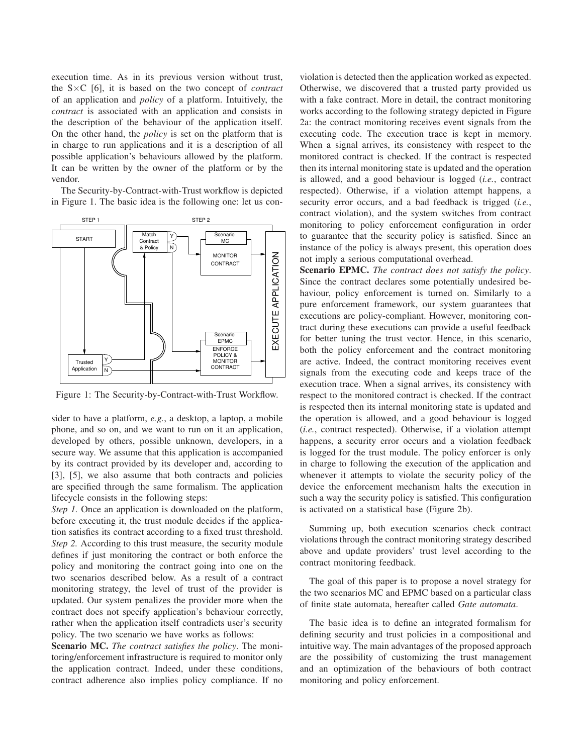execution time. As in its previous version without trust, the S×C [6], it is based on the two concept of *contract* of an application and *policy* of a platform. Intuitively, the *contract* is associated with an application and consists in the description of the behaviour of the application itself. On the other hand, the *policy* is set on the platform that is in charge to run applications and it is a description of all possible application's behaviours allowed by the platform. It can be written by the owner of the platform or by the vendor.

The Security-by-Contract-with-Trust workflow is depicted in Figure 1. The basic idea is the following one: let us consider to have a platform, *e.g.*, a desktop, a laptop, a mobile phone, and so on, and we want to run on it an application, developed by others, possible unknown, developers, in a secure way. We assume that this application is accompanied by its contract provided by its developer and, according to [3], [5], we also assume that both contracts and policies are specified through the same formalism. The application lifecycle consists in the following steps:

Figure 1: The Security-by-Contract-with-Trust Workflow.

*Step 1.* Once an application is downloaded on the platform, before executing it, the trust module decides if the application satisfies its contract according to a fixed trust threshold.
*Step 2.* According to this trust measure, the security module defines if just monitoring the contract or both enforce the policy and monitoring the contract going into one on the two scenarios described below. As a result of a contract monitoring strategy, the level of trust of the provider is updated. Our system penalizes the provider more when the contract does not specify application's behaviour correctly, rather when the application itself contradicts user's security policy. The two scenario we have works as follows:

**Scenario MC.** *The contract satisfies the policy*. The monitoring/enforcement infrastructure is required to monitor only the application contract. Indeed, under these conditions, contract adherence also implies policy compliance. If no violation is detected then the application worked as expected. Otherwise, we discovered that a trusted party provided us with a fake contract. More in detail, the contract monitoring works according to the following strategy depicted in Figure 2a: the contract monitoring receives event signals from the executing code. The execution trace is kept in memory. When a signal arrives, its consistency with respect to the monitored contract is checked. If the contract is respected then its internal monitoring state is updated and the operation is allowed, and a good behaviour is logged (*i.e.*, contract respected). Otherwise, if a violation attempt happens, a security error occurs, and a bad feedback is trigged (*i.e.*, contract violation), and the system switches from contract monitoring to policy enforcement configuration in order to guarantee that the security policy is satisfied. Since an instance of the policy is always present, this operation does not imply a serious computational overhead.

**Scenario EPMC.** *The contract does not satisfy the policy*. Since the contract declares some potentially undesired behaviour, policy enforcement is turned on. Similarly to a pure enforcement framework, our system guarantees that executions are policy-compliant. However, monitoring contract during these executions can provide a useful feedback for better tuning the trust vector. Hence, in this scenario, both the policy enforcement and the contract monitoring are active. Indeed, the contract monitoring receives event signals from the executing code and keeps trace of the execution trace. When a signal arrives, its consistency with respect to the monitored contract is checked. If the contract is respected then its internal monitoring state is updated and the operation is allowed, and a good behaviour is logged (*i.e.*, contract respected). Otherwise, if a violation attempt happens, a security error occurs and a violation feedback is logged for the trust module. The policy enforcer is only in charge to following the execution of the application and whenever it attempts to violate the security policy of the device the enforcement mechanism halts the execution in such a way the security policy is satisfied. This configuration is activated on a statistical base (Figure 2b).

Summing up, both execution scenarios check contract violations through the contract monitoring strategy described above and update providers' trust level according to the contract monitoring feedback.

The goal of this paper is to propose a novel strategy for the two scenarios MC and EPMC based on a particular class of finite state automata, hereafter called *Gate automata*.

The basic idea is to define an integrated formalism for defining security and trust policies in a compositional and intuitive way. The main advantages of the proposed approach are the possibility of customizing the trust management and an optimization of the behaviours of both contract monitoring and policy enforcement.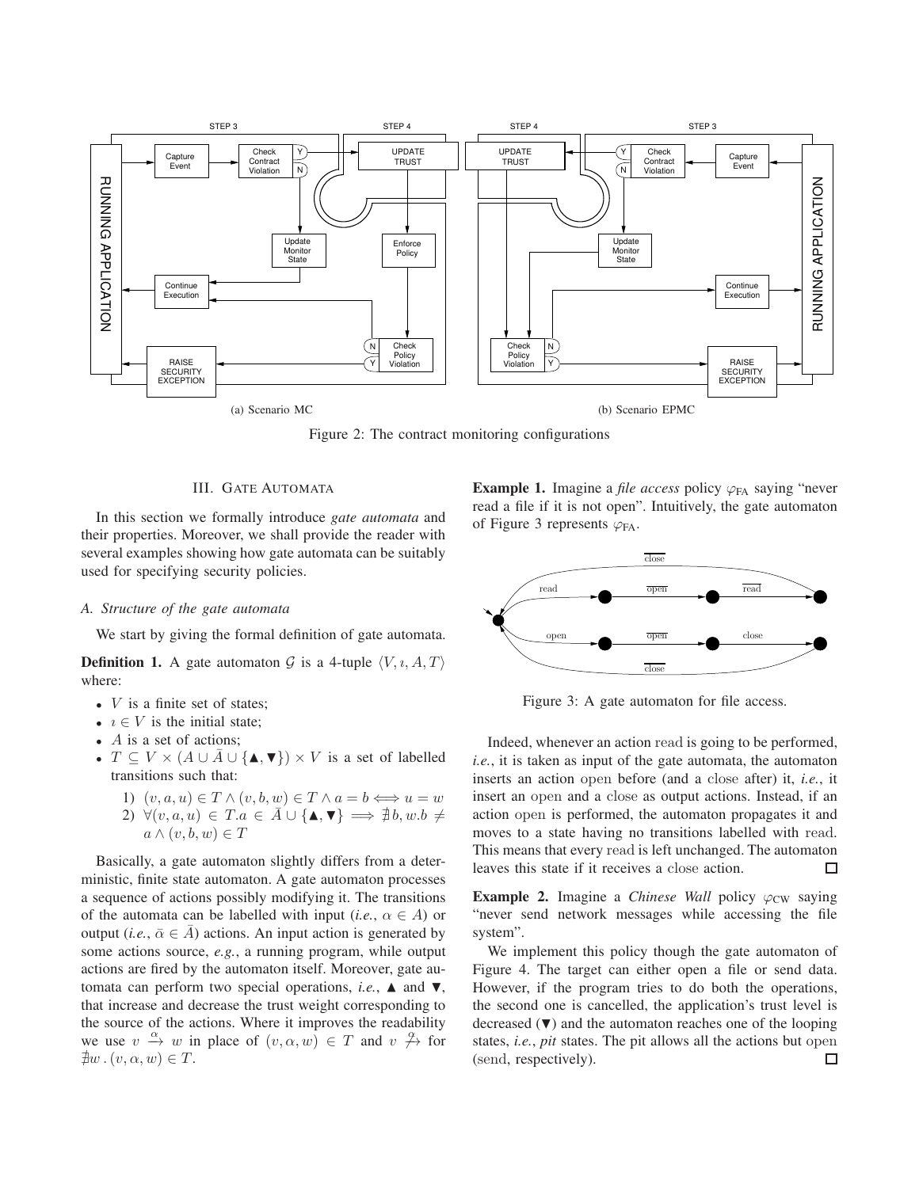(a) Scenario MC

(b) Scenario EPMC

Figure 2: The contract monitoring configurations

## III. Gate Automata

In this section we formally introduce *gate automata* and their properties. Moreover, we shall provide the reader with several examples showing how gate automata can be suitably used for specifying security policies.

### A. Structure of the gate automata

We start by giving the formal definition of gate automata.

**Definition 1.** A gate automaton $\mathcal{G}$ is a 4-tuple $\langle V, \imath, A, T\rangle$ where:

- $V$ is a finite set of states;
- $\imath \in V$ is the initial state;
- $A$ is a set of actions;
- $T \subseteq V \times (A \cup \bar{A} \cup \{\blacktriangle, \blacktriangledown\}) \times V$ is a set of labelled transitions such that:
  1) $(v, a, u) \in T \wedge (v, b, w) \in T \wedge a = b \iff u = w$
  2) $\forall (v, a, u) \in T. a \in \bar{A} \cup \{\blacktriangle, \blacktriangledown\} \implies \nexists b, w. b \neq a \wedge (v, b, w) \in T$

Basically, a gate automaton slightly differs from a deterministic, finite state automaton. A gate automaton processes a sequence of actions possibly modifying it. The transitions of the automata can be labelled with input (*i.e.*, $\alpha \in A$) or output (*i.e.*, $\bar{\alpha} \in \bar{A}$) actions. An input action is generated by some actions source, *e.g.*, a running program, while output actions are fired by the automaton itself. Moreover, gate automata can perform two special operations, *i.e.*, $\blacktriangle$ and $\blacktriangledown$, that increase and decrease the trust weight corresponding to the source of the actions. Where it improves the readability we use $v \xrightarrow{\alpha} w$ in place of $(v, \alpha, w) \in T$ and $v \stackrel{\alpha}{\not\rightarrow}$ for $\nexists w \,.\, (v, \alpha, w) \in T$.

**Example 1.** Imagine a *file access* policy $\varphi_{\text{FA}}$ saying "never read a file if it is not open". Intuitively, the gate automaton of Figure 3 represents $\varphi_{\text{FA}}$.

Figure 3: A gate automaton for file access.

Indeed, whenever an action read is going to be performed, *i.e.*, it is taken as input of the gate automata, the automaton inserts an action open before (and a close after) it, *i.e.*, it insert an open and a close as output actions. Instead, if an action open is performed, the automaton propagates it and moves to a state having no transitions labelled with read. This means that every read is left unchanged. The automaton leaves this state if it receives a close action. □

**Example 2.** Imagine a *Chinese Wall* policy $\varphi_{\text{CW}}$ saying "never send network messages while accessing the file system".

We implement this policy though the gate automaton of Figure 4. The target can either open a file or send data. However, if the program tries to do both the operations, the second one is cancelled, the application's trust level is decreased ($\blacktriangledown$) and the automaton reaches one of the looping states, *i.e.*, *pit* states. The pit allows all the actions but open (send, respectively). □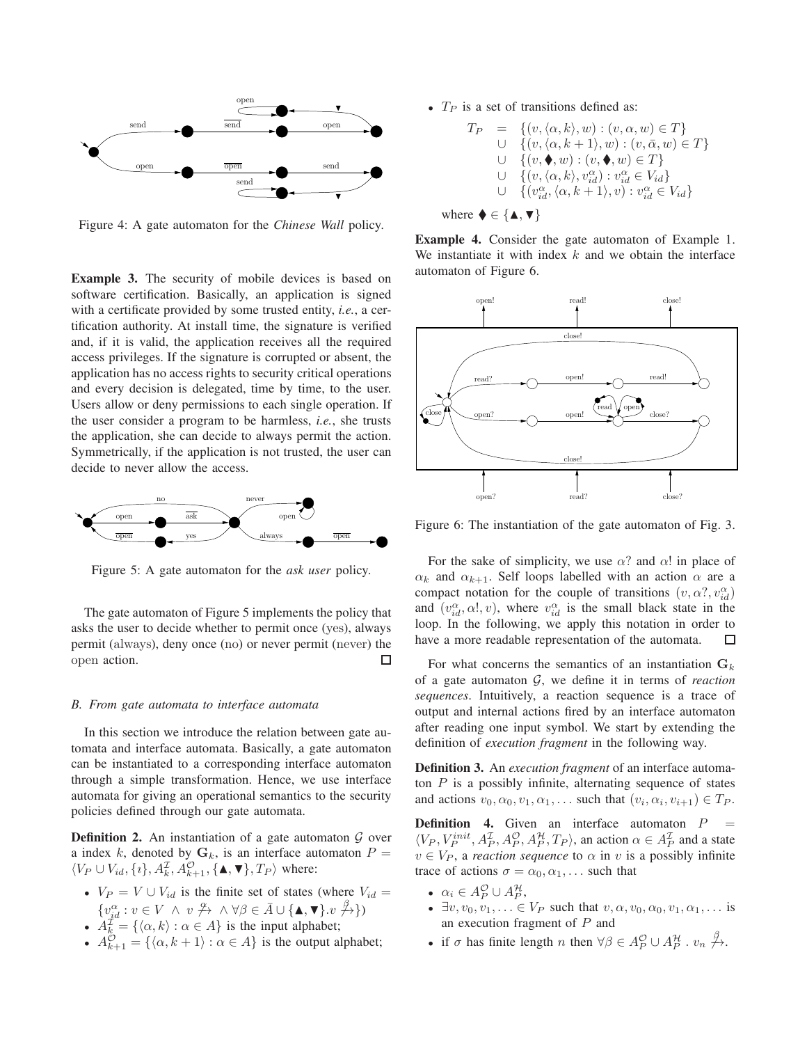Figure 4: A gate automaton for the *Chinese Wall* policy.

**Example 3.** The security of mobile devices is based on software certification. Basically, an application is signed with a certificate provided by some trusted entity, *i.e.*, a certification authority. At install time, the signature is verified and, if it is valid, the application receives all the required access privileges. If the signature is corrupted or absent, the application has no access rights to security critical operations and every decision is delegated, time by time, to the user. Users allow or deny permissions to each single operation. If the user consider a program to be harmless, *i.e.*, she trusts the application, she can decide to always permit the action. Symmetrically, if the application is not trusted, the user can decide to never allow the access.

Figure 5: A gate automaton for the *ask user* policy.

The gate automaton of Figure 5 implements the policy that asks the user to decide whether to permit once (yes), always permit (always), deny once (no) or never permit (never) the open action. □

### B. From gate automata to interface automata

In this section we introduce the relation between gate automata and interface automata. Basically, a gate automaton can be instantiated to a corresponding interface automaton through a simple transformation. Hence, we use interface automata for giving an operational semantics to the security policies defined through our gate automata.

**Definition 2.** An instantiation of a gate automaton $\mathcal{G}$ over a index $k$, denoted by $\mathbf{G}_k$, is an interface automaton $P = \langle V_P \cup V_{id}, \{\imath\}, A_k^{\mathcal{I}}, A_{k+1}^{\mathcal{O}}, \{\blacktriangle, \blacktriangledown\}, T_P\rangle$ where:

- $V_P = V \cup V_{id}$ is the finite set of states (where $V_{id} = \{v_{id}^{\alpha} : v \in V \ \wedge \ v \not\xrightarrow{\alpha} \ \wedge \forall \beta \in \bar{A} \cup \{\blacktriangle, \blacktriangledown\}. v \not\xrightarrow{\beta}\}$)
- $A_k^{\mathcal{I}} = \{\langle \alpha, k\rangle : \alpha \in A\}$ is the input alphabet;
- $A_{k+1}^{\mathcal{O}} = \{\langle \alpha, k+1\rangle : \alpha \in A\}$ is the output alphabet;
- $T_P$ is a set of transitions defined as:

$$
\begin{aligned}
T_P \ = \ & \{(v, \langle \alpha, k\rangle, w) : (v, \alpha, w) \in T\} \\
\cup \ & \{(v, \langle \alpha, k+1\rangle, w) : (v, \bar{\alpha}, w) \in T\} \\
\cup \ & \{(v, \blacklozenge, w) : (v, \blacklozenge, w) \in T\} \\
\cup \ & \{(v, \langle \alpha, k\rangle, v_{id}^{\alpha}) : v_{id}^{\alpha} \in V_{id}\} \\
\cup \ & \{(v_{id}^{\alpha}, \langle \alpha, k+1\rangle, v) : v_{id}^{\alpha} \in V_{id}\}
\end{aligned}
$$

where $\blacklozenge \in \{\blacktriangle, \blacktriangledown\}$

**Example 4.** Consider the gate automaton of Example 1. We instantiate it with index $k$ and we obtain the interface automaton of Figure 6.

Figure 6: The instantiation of the gate automaton of Fig. 3.

For the sake of simplicity, we use $\alpha?$ and $\alpha!$ in place of $\alpha_k$ and $\alpha_{k+1}$. Self loops labelled with an action $\alpha$ are a compact notation for the couple of transitions $(v, \alpha?, v_{id}^{\alpha})$ and $(v_{id}^{\alpha}, \alpha!, v)$, where $v_{id}^{\alpha}$ is the small black state in the loop. In the following, we apply this notation in order to have a more readable representation of the automata. □

For what concerns the semantics of an instantiation $\mathbf{G}_k$ of a gate automaton $\mathcal{G}$, we define it in terms of *reaction sequences*. Intuitively, a reaction sequence is a trace of output and internal actions fired by an interface automaton after reading one input symbol. We start by extending the definition of *execution fragment* in the following way.

**Definition 3.** An *execution fragment* of an interface automaton $P$ is a possibly infinite, alternating sequence of states and actions $v_0, \alpha_0, v_1, \alpha_1, \ldots$ such that $(v_i, \alpha_i, v_{i+1}) \in T_P$.

**Definition 4.** Given an interface automaton $P = \langle V_P, V_P^{init}, A_P^{\mathcal{I}}, A_P^{\mathcal{O}}, A_P^{\mathcal{H}}, T_P\rangle$, an action $\alpha \in A_P^{\mathcal{I}}$ and a state $v \in V_P$, a *reaction sequence* to $\alpha$ in $v$ is a possibly infinite trace of actions $\sigma = \alpha_0, \alpha_1, \ldots$ such that

- $\alpha_i \in A_P^{\mathcal{O}} \cup A_P^{\mathcal{H}}$,
- $\exists v, v_0, v_1, \ldots \in V_P$ such that $v, \alpha, v_0, \alpha_0, v_1, \alpha_1, \ldots$ is an execution fragment of $P$ and
- if $\sigma$ has finite length $n$ then $\forall \beta \in A_P^{\mathcal{O}} \cup A_P^{\mathcal{H}} \ . \ v_n \not\xrightarrow{\beta}$.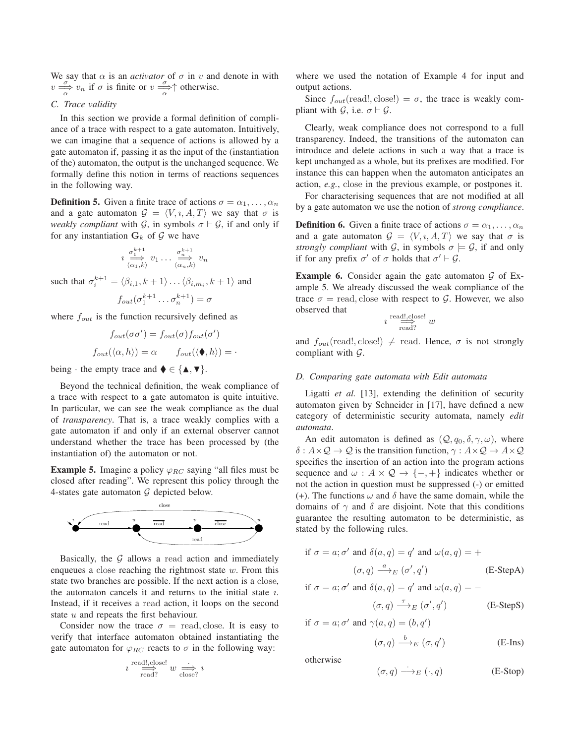We say that $\alpha$ is an *activator* of $\sigma$ in $v$ and denote in with $v \underset{\alpha}{\overset{\sigma}{\Longrightarrow}} v_n$ if $\sigma$ is finite or $v \underset{\alpha}{\overset{\sigma}{\Longrightarrow}}\uparrow$ otherwise.

### C. Trace validity

In this section we provide a formal definition of compliance of a trace with respect to a gate automaton. Intuitively, we can imagine that a sequence of actions is allowed by a gate automaton if, passing it as the input of the (instantiation of the) automaton, the output is the unchanged sequence. We formally define this notion in terms of reactions sequences in the following way.

**Definition 5.** Given a finite trace of actions $\sigma = \alpha_1, \ldots, \alpha_n$ and a gate automaton $\mathcal{G} = \langle V, \imath, A, T\rangle$ we say that $\sigma$ is *weakly compliant* with $\mathcal{G}$, in symbols $\sigma \vdash \mathcal{G}$, if and only if for any instantiation $\mathbf{G}_k$ of $\mathcal{G}$ we have

$$\imath \underset{\langle \alpha_1, k\rangle}{\overset{\sigma_1^{k+1}}{\Longrightarrow}} v_1 \ldots \underset{\langle \alpha_n, k\rangle}{\overset{\sigma_n^{k+1}}{\Longrightarrow}} v_n$$

such that $\sigma_i^{k+1} = \langle \beta_{i,1}, k+1\rangle \ldots \langle \beta_{i,m_i}, k+1\rangle$ and

$$f_{out}(\sigma_1^{k+1} \ldots \sigma_n^{k+1}) = \sigma$$

where $f_{out}$ is the function recursively defined as

$$f_{out}(\sigma\sigma') = f_{out}(\sigma) f_{out}(\sigma')$$

$$f_{out}(\langle \alpha, h\rangle) = \alpha \qquad f_{out}(\langle \blacklozenge, h\rangle) = \cdot$$

being $\cdot$ the empty trace and $\blacklozenge \in \{\blacktriangle, \blacktriangledown\}$.

Beyond the technical definition, the weak compliance of a trace with respect to a gate automaton is quite intuitive. In particular, we can see the weak compliance as the dual of *transparency*. That is, a trace weakly complies with a gate automaton if and only if an external observer cannot understand whether the trace has been processed by (the instantiation of) the automaton or not.

**Example 5.** Imagine a policy $\varphi_{RC}$ saying "all files must be closed after reading". We represent this policy through the 4-states gate automaton $\mathcal{G}$ depicted below.

Basically, the $\mathcal{G}$ allows a read action and immediately enqueues a close reaching the rightmost state $w$. From this state two branches are possible. If the next action is a close, the automaton cancels it and returns to the initial state $\imath$. Instead, if it receives a read action, it loops on the second state $u$ and repeats the first behaviour.

Consider now the trace $\sigma = \text{read}, \text{close}$. It is easy to verify that interface automaton obtained instantiating the gate automaton for $\varphi_{RC}$ reacts to $\sigma$ in the following way:

$$\imath \underset{\text{read?}}{\overset{\text{read!,close!}}{\Longrightarrow}} w \underset{\text{close?}}{\overset{\cdot}{\Longrightarrow}} \imath$$

where we used the notation of Example 4 for input and output actions.

Since $f_{out}(\text{read!}, \text{close!}) = \sigma$, the trace is weakly compliant with $\mathcal{G}$, i.e. $\sigma \vdash \mathcal{G}$.

Clearly, weak compliance does not correspond to a full transparency. Indeed, the transitions of the automaton can introduce and delete actions in such a way that a trace is kept unchanged as a whole, but its prefixes are modified. For instance this can happen when the automaton anticipates an action, *e.g.*, close in the previous example, or postpones it.

For characterising sequences that are not modified at all by a gate automaton we use the notion of *strong compliance*.

**Definition 6.** Given a finite trace of actions $\sigma = \alpha_1, \ldots, \alpha_n$ and a gate automaton $\mathcal{G} = \langle V, \imath, A, T\rangle$ we say that $\sigma$ is *strongly compliant* with $\mathcal{G}$, in symbols $\sigma \models \mathcal{G}$, if and only if for any prefix $\sigma'$ of $\sigma$ holds that $\sigma' \vdash \mathcal{G}$.

**Example 6.** Consider again the gate automaton $\mathcal{G}$ of Example 5. We already discussed the weak compliance of the trace $\sigma = \text{read}, \text{close}$ with respect to $\mathcal{G}$. However, we also observed that

$$\imath \underset{\text{read?}}{\overset{\text{read!,close!}}{\Longrightarrow}} w$$

and $f_{out}(\text{read!}, \text{close!}) \neq \text{read}$. Hence, $\sigma$ is not strongly compliant with $\mathcal{G}$.

### D. Comparing gate automata with Edit automata

Ligatti *et al.* [13], extending the definition of security automaton given by Schneider in [17], have defined a new category of deterministic security automata, namely *edit automata*.

An edit automaton is defined as $(\mathcal{Q}, q_0, \delta, \gamma, \omega)$, where $\delta : A \times \mathcal{Q} \to \mathcal{Q}$ is the transition function, $\gamma : A \times \mathcal{Q} \to A \times \mathcal{Q}$ specifies the insertion of an action into the program actions sequence and $\omega : A \times \mathcal{Q} \to \{-, +\}$ indicates whether or not the action in question must be suppressed (-) or emitted (+). The functions $\omega$ and $\delta$ have the same domain, while the domains of $\gamma$ and $\delta$ are disjoint. Note that this conditions guarantee the resulting automaton to be deterministic, as stated by the following rules.

if $\sigma = a; \sigma'$ and $\delta(a, q) = q'$ and $\omega(a, q) = +$

$$(\sigma, q) \xrightarrow{a}_E (\sigma', q') \qquad \text{(E-StepA)}$$

if $\sigma = a; \sigma'$ and $\delta(a, q) = q'$ and $\omega(a, q) = -$

$$(\sigma, q) \xrightarrow{\tau}_E (\sigma', q') \qquad \text{(E-StepS)}$$

if $\sigma = a; \sigma'$ and $\gamma(a, q) = (b, q')$

$$(\sigma, q) \xrightarrow{b}_E (\sigma, q') \qquad \text{(E-Ins)}$$

otherwise

$$(\sigma, q) \xrightarrow{\cdot}_E (\cdot, q) \qquad \text{(E-Stop)}$$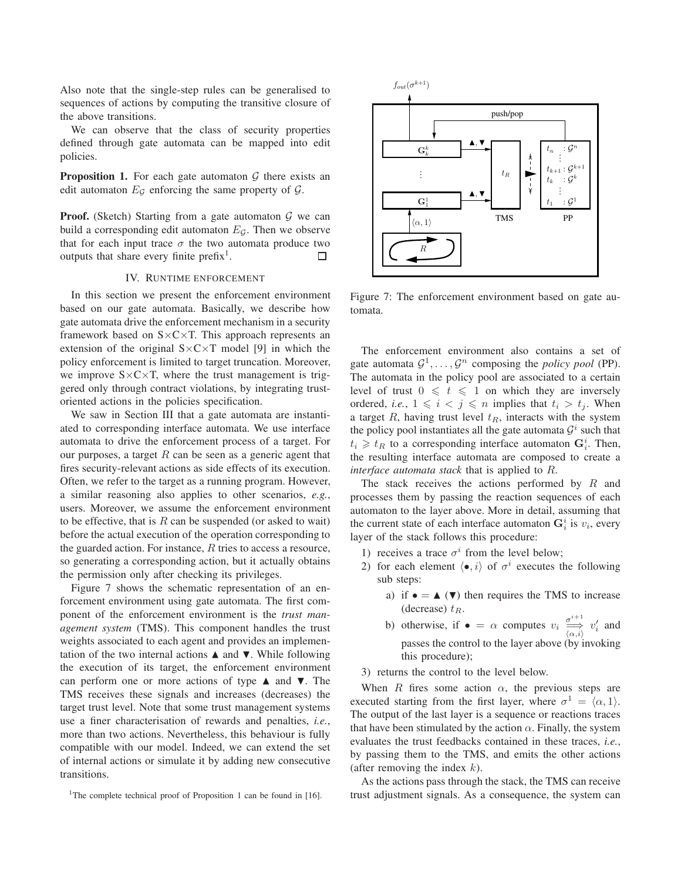Also note that the single-step rules can be generalised to sequences of actions by computing the transitive closure of the above transitions.

We can observe that the class of security properties defined through gate automata can be mapped into edit policies.

**Proposition 1.** For each gate automaton $\mathcal{G}$ there exists an edit automaton $E_{\mathcal{G}}$ enforcing the same property of $\mathcal{G}$.

**Proof.** (Sketch) Starting from a gate automaton $\mathcal{G}$ we can build a corresponding edit automaton $E_{\mathcal{G}}$. Then we observe that for each input trace $\sigma$ the two automata produce two outputs that share every finite prefix[1]. □

## IV. Runtime enforcement

In this section we present the enforcement environment based on our gate automata. Basically, we describe how gate automata drive the enforcement mechanism in a security framework based on S×C×T. This approach represents an extension of the original S×C×T model [9] in which the policy enforcement is limited to target truncation. Moreover, we improve S×C×T, where the trust management is triggered only through contract violations, by integrating trust-oriented actions in the policies specification.

We saw in Section III that a gate automata are instantiated to corresponding interface automata. We use interface automata to drive the enforcement process of a target. For our purposes, a target $R$ can be seen as a generic agent that fires security-relevant actions as side effects of its execution. Often, we refer to the target as a running program. However, a similar reasoning also applies to other scenarios, *e.g.*, users. Moreover, we assume the enforcement environment to be effective, that is $R$ can be suspended (or asked to wait) before the actual execution of the operation corresponding to the guarded action. For instance, $R$ tries to access a resource, so generating a corresponding action, but it actually obtains the permission only after checking its privileges.

Figure 7 shows the schematic representation of an enforcement environment using gate automata. The first component of the enforcement environment is the *trust management system* (TMS). This component handles the trust weights associated to each agent and provides an implementation of the two internal actions ▲ and ▼. While following the execution of its target, the enforcement environment can perform one or more actions of type ▲ and ▼. The TMS receives these signals and increases (decreases) the target trust level. Note that some trust management systems use a finer characterisation of rewards and penalties, *i.e.*, more than two actions. Nevertheless, this behaviour is fully compatible with our model. Indeed, we can extend the set of internal actions or simulate it by adding new consecutive transitions.

[1]The complete technical proof of Proposition 1 can be found in [16].

Figure 7: The enforcement environment based on gate automata.

The enforcement environment also contains a set of gate automata $\mathcal{G}^1, \dots, \mathcal{G}^n$ composing the *policy pool* (PP). The automata in the policy pool are associated to a certain level of trust $0 \leqslant t \leqslant 1$ on which they are inversely ordered, *i.e.*, $1 \leqslant i < j \leqslant n$ implies that $t_i > t_j$. When a target $R$, having trust level $t_R$, interacts with the system the policy pool instantiates all the gate automata $\mathcal{G}^i$ such that $t_i \geqslant t_R$ to a corresponding interface automaton $\mathbf{G}^i_i$. Then, the resulting interface automata are composed to create a *interface automata stack* that is applied to $R$.

The stack receives the actions performed by $R$ and processes them by passing the reaction sequences of each automaton to the layer above. More in detail, assuming that the current state of each interface automaton $\mathbf{G}^i_i$ is $v_i$, every layer of the stack follows this procedure:

1) receives a trace $\sigma^i$ from the level below;
2) for each element $\langle \bullet, i\rangle$ of $\sigma^i$ executes the following sub steps:
   a) if $\bullet = \blacktriangle$ ($\blacktriangledown$) then requires the TMS to increase (decrease) $t_R$.
   b) otherwise, if $\bullet = \alpha$ computes $v_i \overset{\sigma^{i+1}}{\underset{\langle \alpha, i\rangle}{\Longrightarrow}} v'_i$ and passes the control to the layer above (by invoking this procedure);
3) returns the control to the level below.

When $R$ fires some action $\alpha$, the previous steps are executed starting from the first layer, where $\sigma^1 = \langle \alpha, 1\rangle$. The output of the last layer is a sequence or reactions traces that have been stimulated by the action $\alpha$. Finally, the system evaluates the trust feedbacks contained in these traces, *i.e.*, by passing them to the TMS, and emits the other actions (after removing the index $k$).

As the actions pass through the stack, the TMS can receive trust adjustment signals. As a consequence, the system can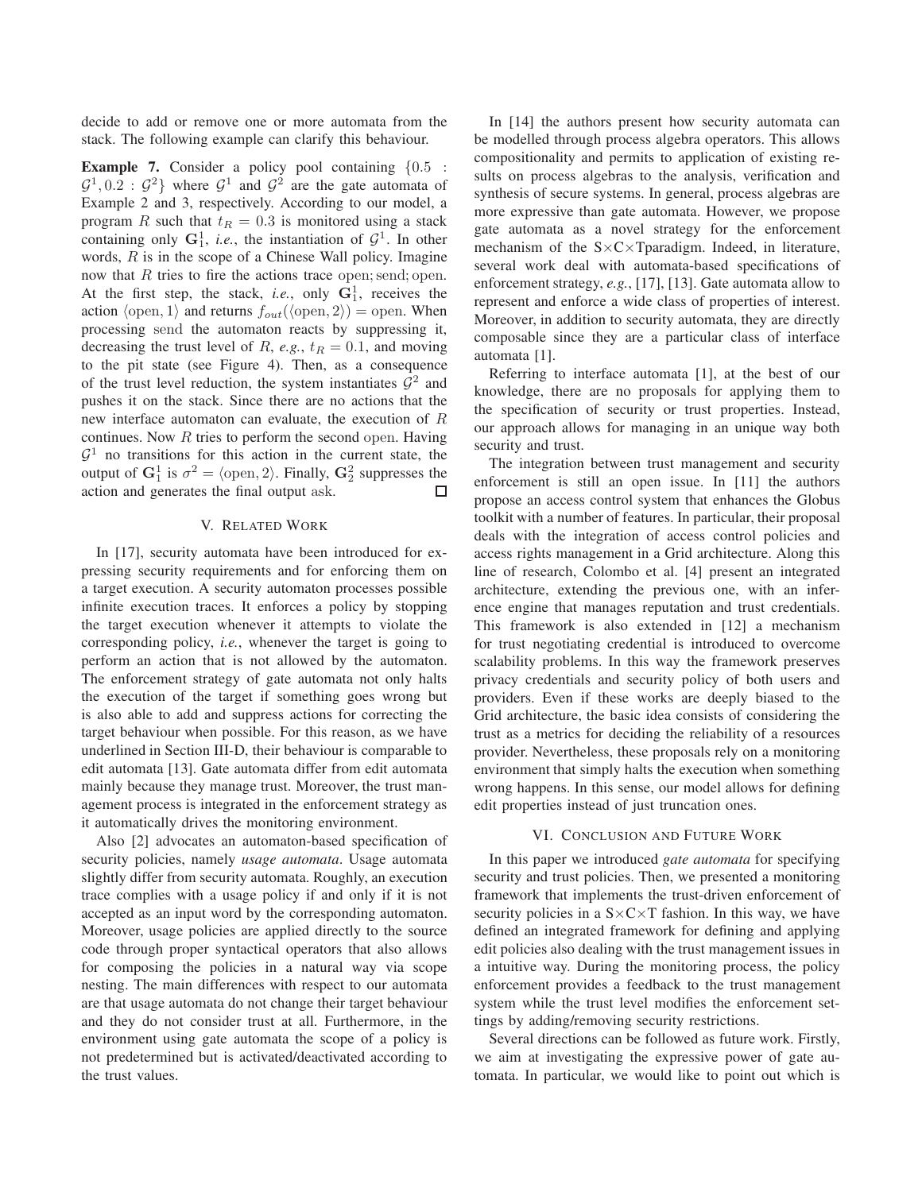decide to add or remove one or more automata from the stack. The following example can clarify this behaviour.

**Example 7.** Consider a policy pool containing $\{0.5 : \mathcal{G}^1, 0.2 : \mathcal{G}^2\}$ where $\mathcal{G}^1$ and $\mathcal{G}^2$ are the gate automata of Example 2 and 3, respectively. According to our model, a program $R$ such that $t_R = 0.3$ is monitored using a stack containing only $\mathbf{G}_1^1$, *i.e.*, the instantiation of $\mathcal{G}^1$. In other words, $R$ is in the scope of a Chinese Wall policy. Imagine now that $R$ tries to fire the actions trace $\mathrm{open}; \mathrm{send}; \mathrm{open}$. At the first step, the stack, *i.e.*, only $\mathbf{G}_1^1$, receives the action $\langle \mathrm{open}, 1\rangle$ and returns $f_{out}(\langle \mathrm{open}, 2\rangle) = \mathrm{open}$. When processing $\mathrm{send}$ the automaton reacts by suppressing it, decreasing the trust level of $R$, *e.g.*, $t_R = 0.1$, and moving to the pit state (see Figure 4). Then, as a consequence of the trust level reduction, the system instantiates $\mathcal{G}^2$ and pushes it on the stack. Since there are no actions that the new interface automaton can evaluate, the execution of $R$ continues. Now $R$ tries to perform the second $\mathrm{open}$. Having $\mathcal{G}^1$ no transitions for this action in the current state, the output of $\mathbf{G}_1^1$ is $\sigma^2 = \langle \mathrm{open}, 2\rangle$. Finally, $\mathbf{G}_2^2$ suppresses the action and generates the final output $\mathrm{ask}$. □

## V. Related Work

In [17], security automata have been introduced for expressing security requirements and for enforcing them on a target execution. A security automaton processes possible infinite execution traces. It enforces a policy by stopping the target execution whenever it attempts to violate the corresponding policy, *i.e.*, whenever the target is going to perform an action that is not allowed by the automaton. The enforcement strategy of gate automata not only halts the execution of the target if something goes wrong but is also able to add and suppress actions for correcting the target behaviour when possible. For this reason, as we have underlined in Section III-D, their behaviour is comparable to edit automata [13]. Gate automata differ from edit automata mainly because they manage trust. Moreover, the trust management process is integrated in the enforcement strategy as it automatically drives the monitoring environment.

Also [2] advocates an automaton-based specification of security policies, namely *usage automata*. Usage automata slightly differ from security automata. Roughly, an execution trace complies with a usage policy if and only if it is not accepted as an input word by the corresponding automaton. Moreover, usage policies are applied directly to the source code through proper syntactical operators that also allows for composing the policies in a natural way via scope nesting. The main differences with respect to our automata are that usage automata do not change their target behaviour and they do not consider trust at all. Furthermore, in the environment using gate automata the scope of a policy is not predetermined but is activated/deactivated according to the trust values.

In [14] the authors present how security automata can be modelled through process algebra operators. This allows compositionality and permits to application of existing results on process algebras to the analysis, verification and synthesis of secure systems. In general, process algebras are more expressive than gate automata. However, we propose gate automata as a novel strategy for the enforcement mechanism of the S×C×Tparadigm. Indeed, in literature, several work deal with automata-based specifications of enforcement strategy, *e.g.*, [17], [13]. Gate automata allow to represent and enforce a wide class of properties of interest. Moreover, in addition to security automata, they are directly composable since they are a particular class of interface automata [1].

Referring to interface automata [1], at the best of our knowledge, there are no proposals for applying them to the specification of security or trust properties. Instead, our approach allows for managing in an unique way both security and trust.

The integration between trust management and security enforcement is still an open issue. In [11] the authors propose an access control system that enhances the Globus toolkit with a number of features. In particular, their proposal deals with the integration of access control policies and access rights management in a Grid architecture. Along this line of research, Colombo et al. [4] present an integrated architecture, extending the previous one, with an inference engine that manages reputation and trust credentials. This framework is also extended in [12] a mechanism for trust negotiating credential is introduced to overcome scalability problems. In this way the framework preserves privacy credentials and security policy of both users and providers. Even if these works are deeply biased to the Grid architecture, the basic idea consists of considering the trust as a metrics for deciding the reliability of a resources provider. Nevertheless, these proposals rely on a monitoring environment that simply halts the execution when something wrong happens. In this sense, our model allows for defining edit properties instead of just truncation ones.

## VI. Conclusion and Future Work

In this paper we introduced *gate automata* for specifying security and trust policies. Then, we presented a monitoring framework that implements the trust-driven enforcement of security policies in a S×C×T fashion. In this way, we have defined an integrated framework for defining and applying edit policies also dealing with the trust management issues in a intuitive way. During the monitoring process, the policy enforcement provides a feedback to the trust management system while the trust level modifies the enforcement settings by adding/removing security restrictions.

Several directions can be followed as future work. Firstly, we aim at investigating the expressive power of gate automata. In particular, we would like to point out which is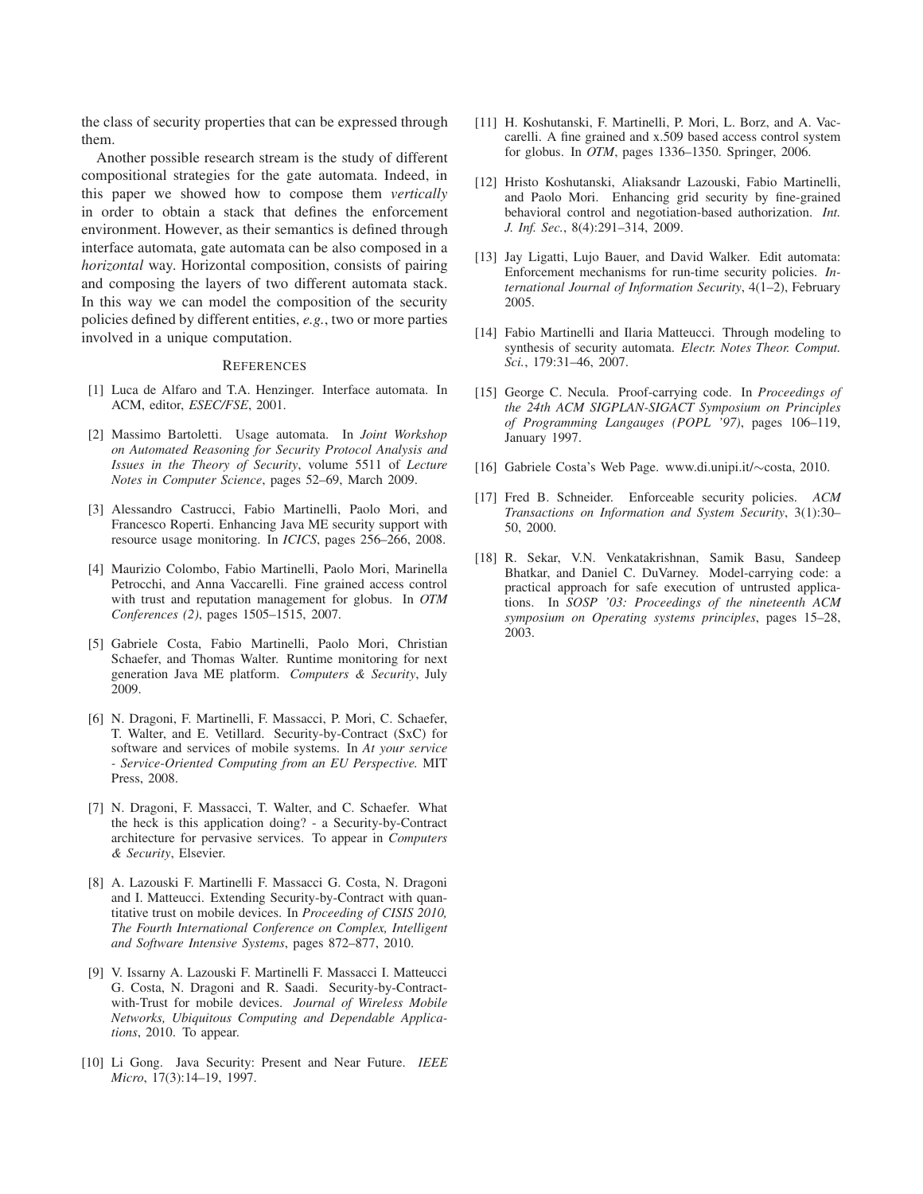the class of security properties that can be expressed through them.

Another possible research stream is the study of different compositional strategies for the gate automata. Indeed, in this paper we showed how to compose them *vertically* in order to obtain a stack that defines the enforcement environment. However, as their semantics is defined through interface automata, gate automata can be also composed in a *horizontal* way. Horizontal composition, consists of pairing and composing the layers of two different automata stack. In this way we can model the composition of the security policies defined by different entities, *e.g.*, two or more parties involved in a unique computation.

## References

[1] Luca de Alfaro and T.A. Henzinger. Interface automata. In ACM, editor, *ESEC/FSE*, 2001.

[2] Massimo Bartoletti. Usage automata. In *Joint Workshop on Automated Reasoning for Security Protocol Analysis and Issues in the Theory of Security*, volume 5511 of *Lecture Notes in Computer Science*, pages 52–69, March 2009.

[3] Alessandro Castrucci, Fabio Martinelli, Paolo Mori, and Francesco Roperti. Enhancing Java ME security support with resource usage monitoring. In *ICICS*, pages 256–266, 2008.

[4] Maurizio Colombo, Fabio Martinelli, Paolo Mori, Marinella Petrocchi, and Anna Vaccarelli. Fine grained access control with trust and reputation management for globus. In *OTM Conferences (2)*, pages 1505–1515, 2007.

[5] Gabriele Costa, Fabio Martinelli, Paolo Mori, Christian Schaefer, and Thomas Walter. Runtime monitoring for next generation Java ME platform. *Computers & Security*, July 2009.

[6] N. Dragoni, F. Martinelli, F. Massacci, P. Mori, C. Schaefer, T. Walter, and E. Vetillard. Security-by-Contract (SxC) for software and services of mobile systems. In *At your service - Service-Oriented Computing from an EU Perspective.* MIT Press, 2008.

[7] N. Dragoni, F. Massacci, T. Walter, and C. Schaefer. What the heck is this application doing? - a Security-by-Contract architecture for pervasive services. To appear in *Computers & Security*, Elsevier.

[8] A. Lazouski F. Martinelli F. Massacci G. Costa, N. Dragoni and I. Matteucci. Extending Security-by-Contract with quantitative trust on mobile devices. In *Proceeding of CISIS 2010, The Fourth International Conference on Complex, Intelligent and Software Intensive Systems*, pages 872–877, 2010.

[9] V. Issarny A. Lazouski F. Martinelli F. Massacci I. Matteucci G. Costa, N. Dragoni and R. Saadi. Security-by-Contract-with-Trust for mobile devices. *Journal of Wireless Mobile Networks, Ubiquitous Computing and Dependable Applications*, 2010. To appear.

[10] Li Gong. Java Security: Present and Near Future. *IEEE Micro*, 17(3):14–19, 1997.

[11] H. Koshutanski, F. Martinelli, P. Mori, L. Borz, and A. Vaccarelli. A fine grained and x.509 based access control system for globus. In *OTM*, pages 1336–1350. Springer, 2006.

[12] Hristo Koshutanski, Aliaksandr Lazouski, Fabio Martinelli, and Paolo Mori. Enhancing grid security by fine-grained behavioral control and negotiation-based authorization. *Int. J. Inf. Sec.*, 8(4):291–314, 2009.

[13] Jay Ligatti, Lujo Bauer, and David Walker. Edit automata: Enforcement mechanisms for run-time security policies. *International Journal of Information Security*, 4(1–2), February 2005.

[14] Fabio Martinelli and Ilaria Matteucci. Through modeling to synthesis of security automata. *Electr. Notes Theor. Comput. Sci.*, 179:31–46, 2007.

[15] George C. Necula. Proof-carrying code. In *Proceedings of the 24th ACM SIGPLAN-SIGACT Symposium on Principles of Programming Langauges (POPL '97)*, pages 106–119, January 1997.

[16] Gabriele Costa's Web Page. www.di.unipi.it/∼costa, 2010.

[17] Fred B. Schneider. Enforceable security policies. *ACM Transactions on Information and System Security*, 3(1):30–50, 2000.

[18] R. Sekar, V.N. Venkatakrishnan, Samik Basu, Sandeep Bhatkar, and Daniel C. DuVarney. Model-carrying code: a practical approach for safe execution of untrusted applications. In *SOSP '03: Proceedings of the nineteenth ACM symposium on Operating systems principles*, pages 15–28, 2003.